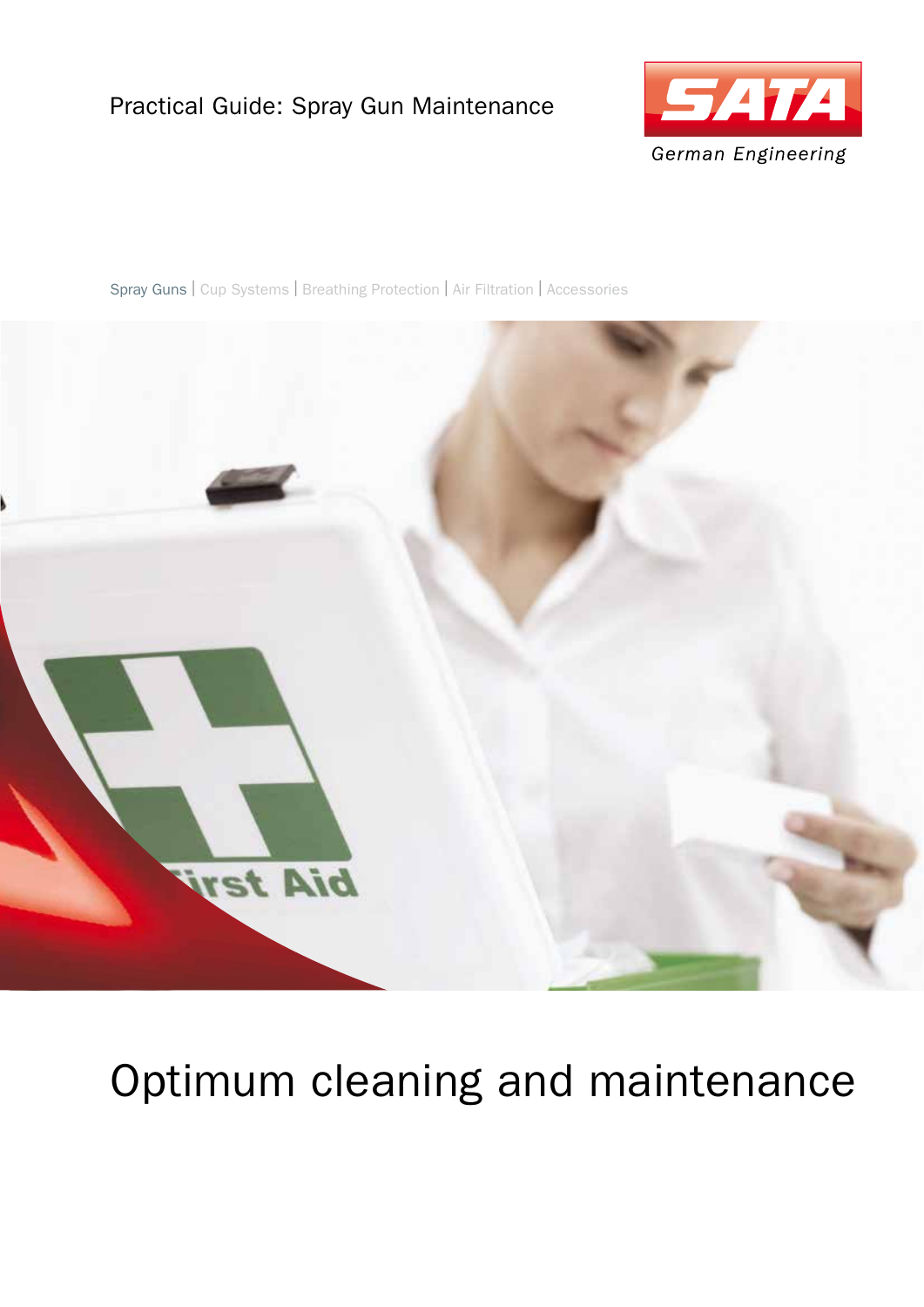Practical Guide: Spray Gun Maintenance

SATA
German Engineering

Spray Guns | Cup Systems | Breathing Protection | Air Filtration | Accessories

# Optimum cleaning and maintenance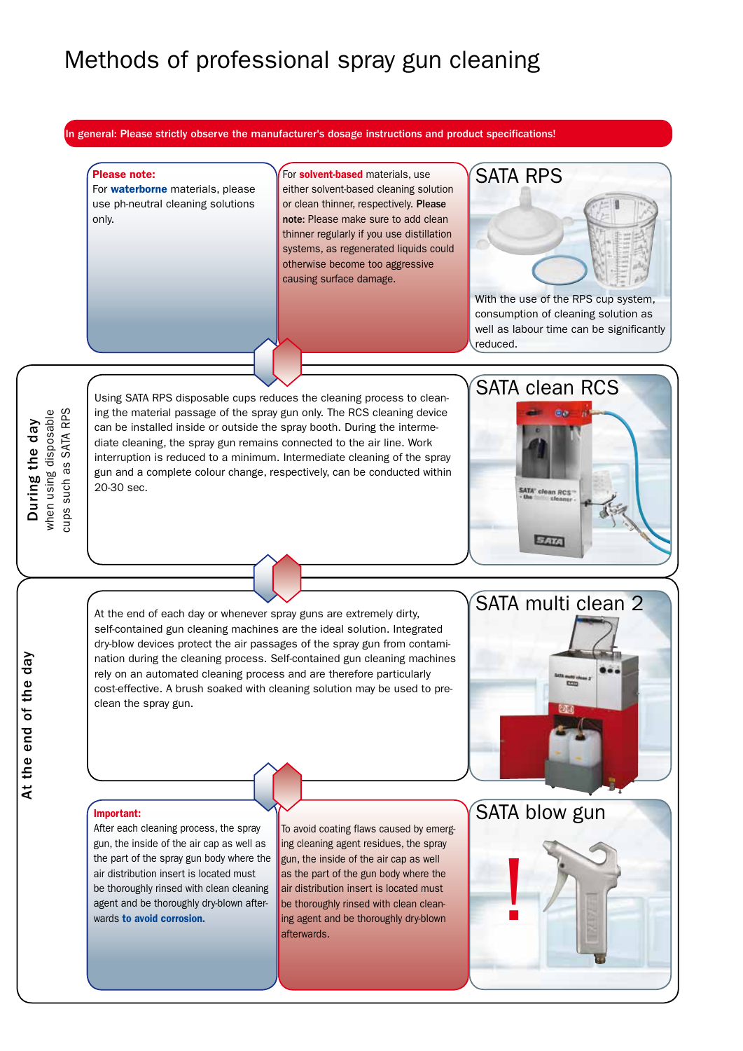# Methods of professional spray gun cleaning

**In general: Please strictly observe the manufacturer's dosage instructions and product specifications!**

**Please note:** For **waterborne** materials, please use ph-neutral cleaning solutions only.

For **solvent-based** materials, use either solvent-based cleaning solution or clean thinner, respectively. **Please note:** Please make sure to add clean thinner regularly if you use distillation systems, as regenerated liquids could otherwise become too aggressive causing surface damage.

## SATA RPS

With the use of the RPS cup system, consumption of cleaning solution as well as labour time can be significantly reduced.

## During the day
when using disposable cups such as SATA RPS

Using SATA RPS disposable cups reduces the cleaning process to cleaning the material passage of the spray gun only. The RCS cleaning device can be installed inside or outside the spray booth. During the intermediate cleaning, the spray gun remains connected to the air line. Work interruption is reduced to a minimum. Intermediate cleaning of the spray gun and a complete colour change, respectively, can be conducted within 20-30 sec.

## SATA clean RCS

## At the end of the day

At the end of each day or whenever spray guns are extremely dirty, self-contained gun cleaning machines are the ideal solution. Integrated dry-blow devices protect the air passages of the spray gun from contamination during the cleaning process. Self-contained gun cleaning machines rely on an automated cleaning process and are therefore particularly cost-effective. A brush soaked with cleaning solution may be used to pre-clean the spray gun.

## SATA multi clean 2

**Important:**
After each cleaning process, the spray gun, the inside of the air cap as well as the part of the spray gun body where the air distribution insert is located must be thoroughly rinsed with clean cleaning agent and be thoroughly dry-blown afterwards **to avoid corrosion.**

To avoid coating flaws caused by emerging cleaning agent residues, the spray gun, the inside of the air cap as well as the part of the gun body where the air distribution insert is located must be thoroughly rinsed with clean cleaning agent and be thoroughly dry-blown afterwards.

## SATA blow gun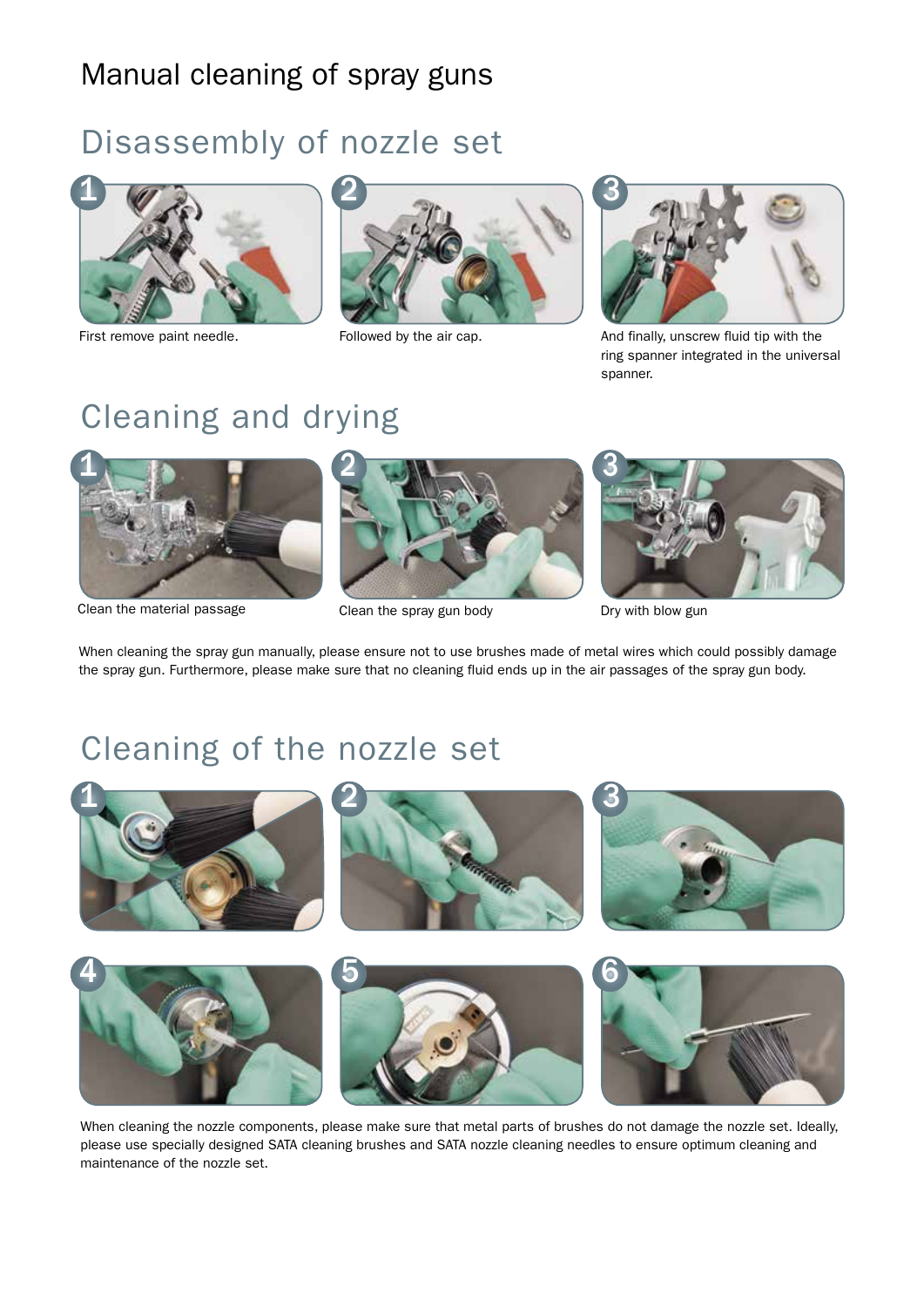# Manual cleaning of spray guns

## Disassembly of nozzle set

1. First remove paint needle.
2. Followed by the air cap.
3. And finally, unscrew fluid tip with the ring spanner integrated in the universal spanner.

## Cleaning and drying

1. Clean the material passage
2. Clean the spray gun body
3. Dry with blow gun

When cleaning the spray gun manually, please ensure not to use brushes made of metal wires which could possibly damage the spray gun. Furthermore, please make sure that no cleaning fluid ends up in the air passages of the spray gun body.

## Cleaning of the nozzle set

When cleaning the nozzle components, please make sure that metal parts of brushes do not damage the nozzle set. Ideally, please use specially designed SATA cleaning brushes and SATA nozzle cleaning needles to ensure optimum cleaning and maintenance of the nozzle set.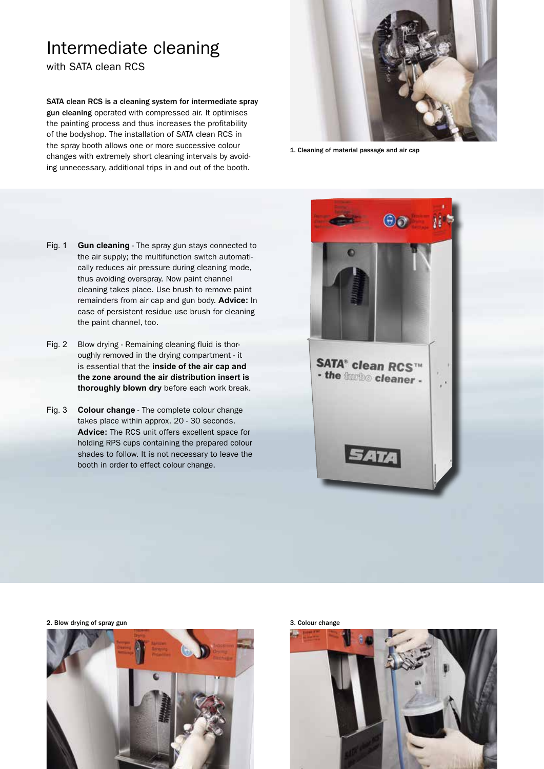# Intermediate cleaning

with SATA clean RCS

**SATA clean RCS is a cleaning system for intermediate spray gun cleaning** operated with compressed air. It optimises the painting process and thus increases the profitability of the bodyshop. The installation of SATA clean RCS in the spray booth allows one or more successive colour changes with extremely short cleaning intervals by avoiding unnecessary, additional trips in and out of the booth.

1. Cleaning of material passage and air cap

Fig. 1 **Gun cleaning** - The spray gun stays connected to the air supply; the multifunction switch automatically reduces air pressure during cleaning mode, thus avoiding overspray. Now paint channel cleaning takes place. Use brush to remove paint remainders from air cap and gun body. **Advice:** In case of persistent residue use brush for cleaning the paint channel, too.

Fig. 2 Blow drying - Remaining cleaning fluid is thoroughly removed in the drying compartment - it is essential that the **inside of the air cap and the zone around the air distribution insert is thoroughly blown dry** before each work break.

Fig. 3 **Colour change** - The complete colour change takes place within approx. 20 - 30 seconds. **Advice:** The RCS unit offers excellent space for holding RPS cups containing the prepared colour shades to follow. It is not necessary to leave the booth in order to effect colour change.

2. Blow drying of spray gun

3. Colour change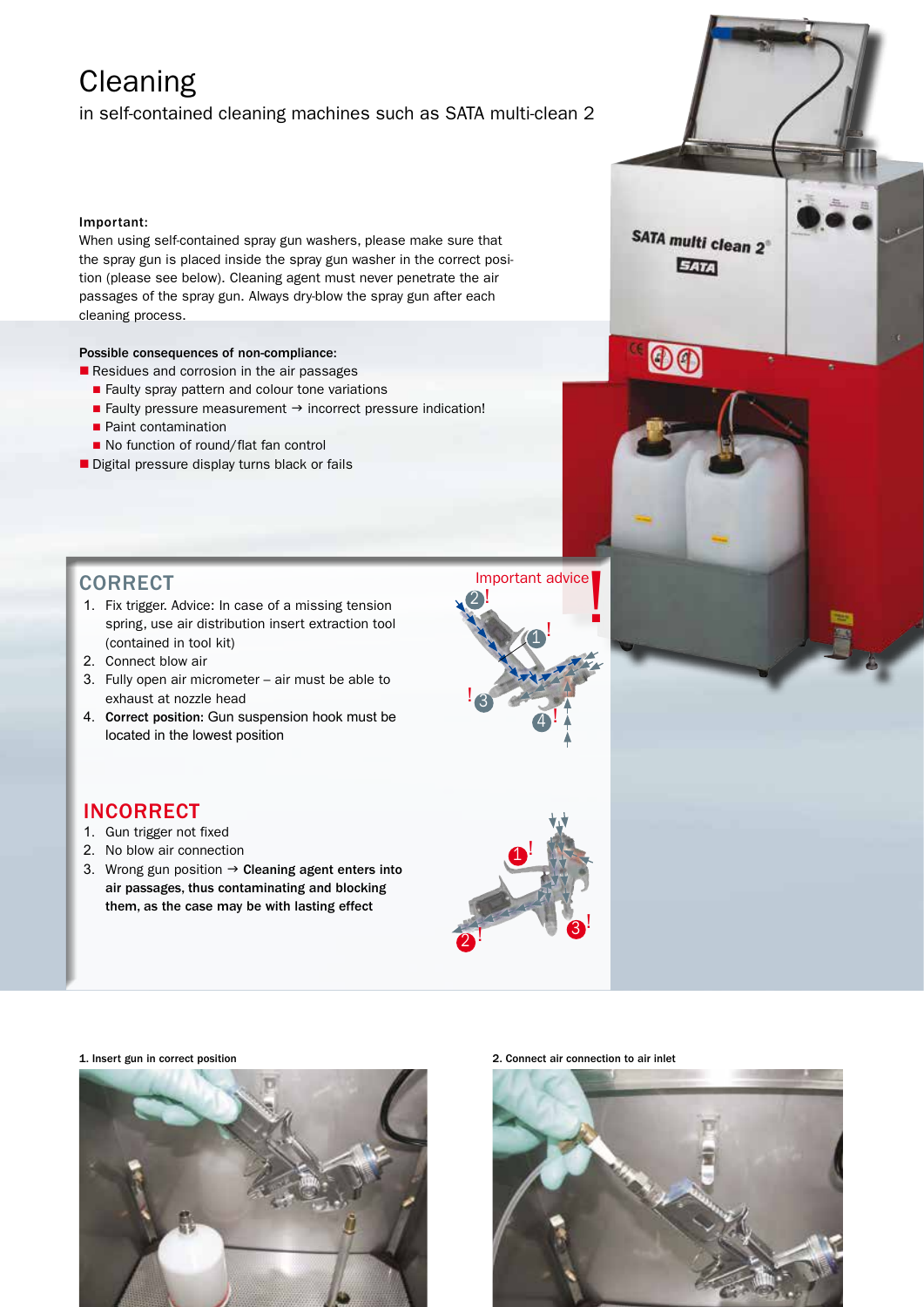# Cleaning

in self-contained cleaning machines such as SATA multi-clean 2

**Important:**
When using self-contained spray gun washers, please make sure that the spray gun is placed inside the spray gun washer in the correct position (please see below). Cleaning agent must never penetrate the air passages of the spray gun. Always dry-blow the spray gun after each cleaning process.

**Possible consequences of non-compliance:**

- Residues and corrosion in the air passages
  - Faulty spray pattern and colour tone variations
  - Faulty pressure measurement → incorrect pressure indication!
  - Paint contamination
  - No function of round/flat fan control
- Digital pressure display turns black or fails

## CORRECT

1. Fix trigger. Advice: In case of a missing tension spring, use air distribution insert extraction tool (contained in tool kit)
2. Connect blow air
3. Fully open air micrometer – air must be able to exhaust at nozzle head
4. **Correct position:** Gun suspension hook must be located in the lowest position

Important advice !

## INCORRECT

1. Gun trigger not fixed
2. No blow air connection
3. Wrong gun position → **Cleaning agent enters into air passages, thus contaminating and blocking them, as the case may be with lasting effect**

1. Insert gun in correct position

2. Connect air connection to air inlet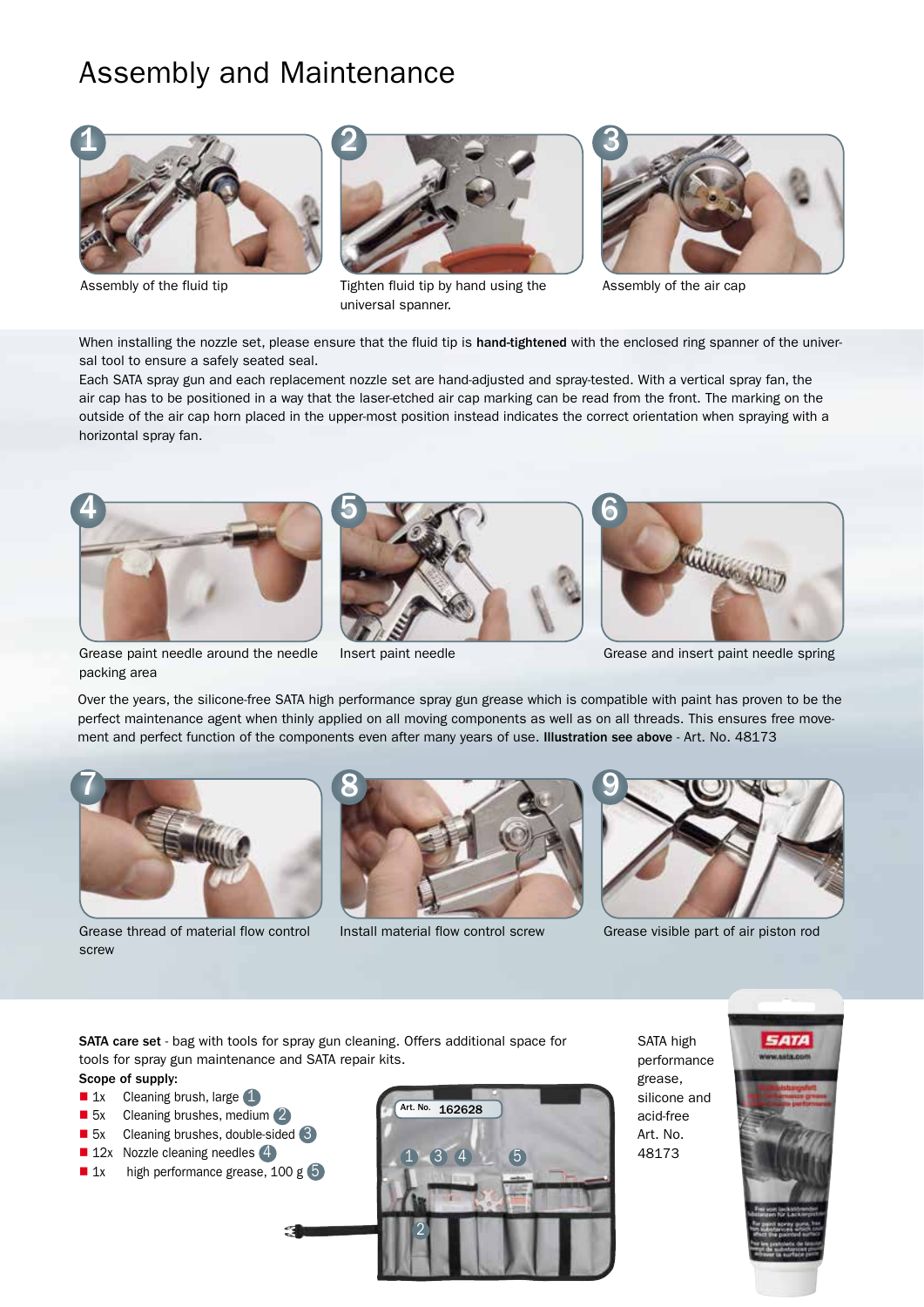# Assembly and Maintenance

1 Assembly of the fluid tip

2 Tighten fluid tip by hand using the universal spanner.

3 Assembly of the air cap

When installing the nozzle set, please ensure that the fluid tip is **hand-tightened** with the enclosed ring spanner of the universal tool to ensure a safely seated seal.

Each SATA spray gun and each replacement nozzle set are hand-adjusted and spray-tested. With a vertical spray fan, the air cap has to be positioned in a way that the laser-etched air cap marking can be read from the front. The marking on the outside of the air cap horn placed in the upper-most position instead indicates the correct orientation when spraying with a horizontal spray fan.

4 Grease paint needle around the needle packing area

5 Insert paint needle

6 Grease and insert paint needle spring

Over the years, the silicone-free SATA high performance spray gun grease which is compatible with paint has proven to be the perfect maintenance agent when thinly applied on all moving components as well as on all threads. This ensures free movement and perfect function of the components even after many years of use. **Illustration see above** - Art. No. 48173

7 Grease thread of material flow control screw

8 Install material flow control screw

9 Grease visible part of air piston rod

**SATA care set** - bag with tools for spray gun cleaning. Offers additional space for tools for spray gun maintenance and SATA repair kits.

**Scope of supply:**

- 1x Cleaning brush, large (1)
- 5x Cleaning brushes, medium (2)
- 5x Cleaning brushes, double-sided (3)
- 12x Nozzle cleaning needles (4)
- 1x high performance grease, 100 g (5)

Art. No. 162628

SATA high performance grease, silicone and acid-free Art. No. 48173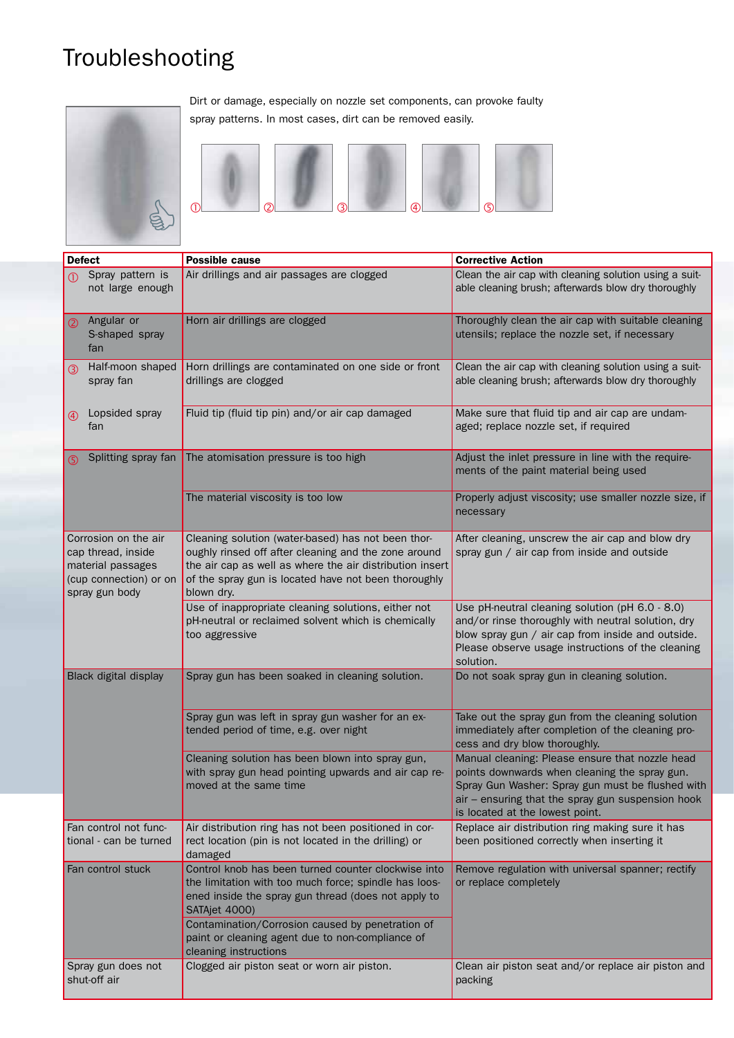# Troubleshooting

Dirt or damage, especially on nozzle set components, can provoke faulty spray patterns. In most cases, dirt can be removed easily.

①　②　③　④　⑤

| Defect | Possible cause | Corrective Action |
|---|---|---|
| ① Spray pattern is not large enough | Air drillings and air passages are clogged | Clean the air cap with cleaning solution using a suitable cleaning brush; afterwards blow dry thoroughly |
| ② Angular or S-shaped spray fan | Horn air drillings are clogged | Thoroughly clean the air cap with suitable cleaning utensils; replace the nozzle set, if necessary |
| ③ Half-moon shaped spray fan | Horn drillings are contaminated on one side or front drillings are clogged | Clean the air cap with cleaning solution using a suitable cleaning brush; afterwards blow dry thoroughly |
| ④ Lopsided spray fan | Fluid tip (fluid tip pin) and/or air cap damaged | Make sure that fluid tip and air cap are undamaged; replace nozzle set, if required |
| ⑤ Splitting spray fan | The atomisation pressure is too high | Adjust the inlet pressure in line with the requirements of the paint material being used |
| | The material viscosity is too low | Properly adjust viscosity; use smaller nozzle size, if necessary |
| Corrosion on the air cap thread, inside material passages (cup connection) or on spray gun body | Cleaning solution (water-based) has not been thoroughly rinsed off after cleaning and the zone around the air cap as well as where the air distribution insert of the spray gun is located have not been thoroughly blown dry. | After cleaning, unscrew the air cap and blow dry spray gun / air cap from inside and outside |
| | Use of inappropriate cleaning solutions, either not pH-neutral or reclaimed solvent which is chemically too aggressive | Use pH-neutral cleaning solution (pH 6.0 - 8.0) and/or rinse thoroughly with neutral solution, dry blow spray gun / air cap from inside and outside. Please observe usage instructions of the cleaning solution. |
| Black digital display | Spray gun has been soaked in cleaning solution. | Do not soak spray gun in cleaning solution. |
| | Spray gun was left in spray gun washer for an extended period of time, e.g. over night | Take out the spray gun from the cleaning solution immediately after completion of the cleaning process and dry blow thoroughly. |
| | Cleaning solution has been blown into spray gun, with spray gun head pointing upwards and air cap removed at the same time | Manual cleaning: Please ensure that nozzle head points downwards when cleaning the spray gun. Spray Gun Washer: Spray gun must be flushed with air – ensuring that the spray gun suspension hook is located at the lowest point. |
| Fan control not functional - can be turned | Air distribution ring has not been positioned in correct location (pin is not located in the drilling) or damaged | Replace air distribution ring making sure it has been positioned correctly when inserting it |
| Fan control stuck | Control knob has been turned counter clockwise into the limitation with too much force; spindle has loosened inside the spray gun thread (does not apply to SATAjet 4000) | Remove regulation with universal spanner; rectify or replace completely |
| | Contamination/Corrosion caused by penetration of paint or cleaning agent due to non-compliance of cleaning instructions | |
| Spray gun does not shut-off air | Clogged air piston seat or worn air piston. | Clean air piston seat and/or replace air piston and packing |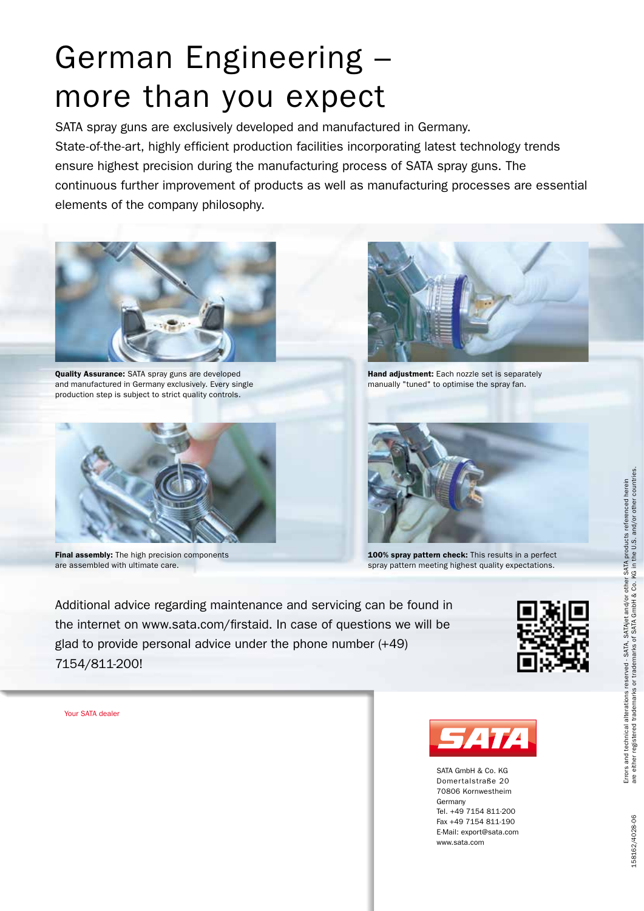# German Engineering – more than you expect

SATA spray guns are exclusively developed and manufactured in Germany. State-of-the-art, highly efficient production facilities incorporating latest technology trends ensure highest precision during the manufacturing process of SATA spray guns. The continuous further improvement of products as well as manufacturing processes are essential elements of the company philosophy.

**Quality Assurance:** SATA spray guns are developed and manufactured in Germany exclusively. Every single production step is subject to strict quality controls.

**Hand adjustment:** Each nozzle set is separately manually "tuned" to optimise the spray fan.

**Final assembly:** The high precision components are assembled with ultimate care.

**100% spray pattern check:** This results in a perfect spray pattern meeting highest quality expectations.

Additional advice regarding maintenance and servicing can be found in the internet on www.sata.com/firstaid. In case of questions we will be glad to provide personal advice under the phone number (+49) 7154/811-200!

Your SATA dealer

SATA

SATA GmbH & Co. KG
Domertalstraße 20
70806 Kornwestheim
Germany
Tel. +49 7154 811-200
Fax +49 7154 811-190
E-Mail: export@sata.com
www.sata.com

Errors and technical alterations reserved · SATA, SATAjet and/or other SATA products referenced herein are either registered trademarks or trademarks of SATA GmbH & Co. KG in the U.S. and/or other countries.

158162/4028-06